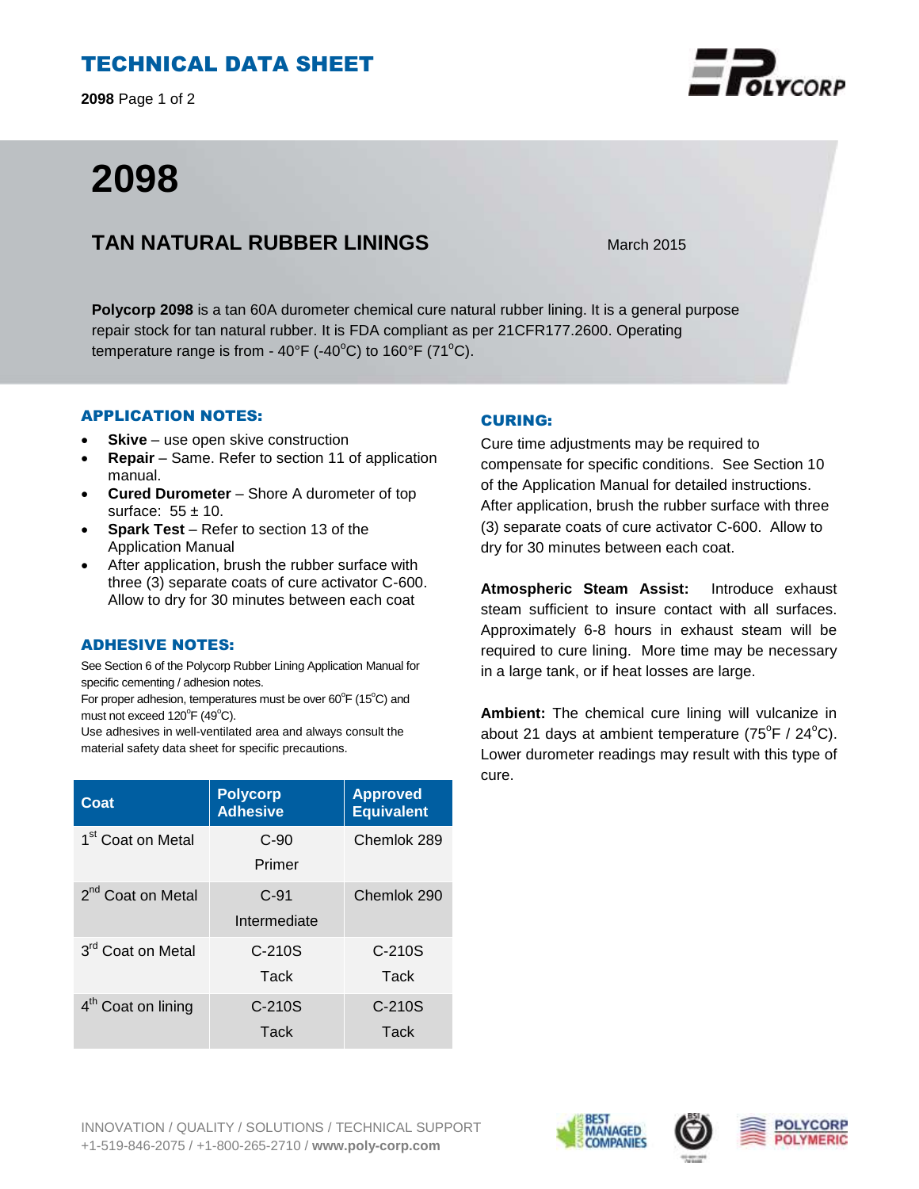# TECHNICAL DATA SHEET

**2098** Page 1 of 2

# 2098

## TAN NATURAL RUBBER LININGS

March 2015

**Polycorp 2098** is a tan 60A durometer chemical cure natural rubber lining. It is a general purpose repair stock for tan natural rubber. It is FDA compliant as per 21CFR177.2600. Operating temperature range is from - 40°F (-40°C) to 160°F (71°C).

### APPLICATION NOTES:

- **Skive** – use open skive construction
- **Repair** – Same. Refer to section 11 of application manual.
- **Cured Durometer** – Shore A durometer of top surface: 55 ± 10.
- **Spark Test** – Refer to section 13 of the Application Manual
- After application, brush the rubber surface with three (3) separate coats of cure activator C-600. Allow to dry for 30 minutes between each coat

### ADHESIVE NOTES:

See Section 6 of the Polycorp Rubber Lining Application Manual for specific cementing / adhesion notes.
For proper adhesion, temperatures must be over 60°F (15°C) and must not exceed 120°F (49°C).
Use adhesives in well-ventilated area and always consult the material safety data sheet for specific precautions.

| Coat | Polycorp Adhesive | Approved Equivalent |
|---|---|---|
| 1st Coat on Metal | C-90 Primer | Chemlok 289 |
| 2nd Coat on Metal | C-91 Intermediate | Chemlok 290 |
| 3rd Coat on Metal | C-210S Tack | C-210S Tack |
| 4th Coat on lining | C-210S Tack | C-210S Tack |

### CURING:

Cure time adjustments may be required to compensate for specific conditions. See Section 10 of the Application Manual for detailed instructions. After application, brush the rubber surface with three (3) separate coats of cure activator C-600. Allow to dry for 30 minutes between each coat.

**Atmospheric Steam Assist:** Introduce exhaust steam sufficient to insure contact with all surfaces. Approximately 6-8 hours in exhaust steam will be required to cure lining. More time may be necessary in a large tank, or if heat losses are large.

**Ambient:** The chemical cure lining will vulcanize in about 21 days at ambient temperature (75°F / 24°C). Lower durometer readings may result with this type of cure.

INNOVATION / QUALITY / SOLUTIONS / TECHNICAL SUPPORT
+1-519-846-2075 / +1-800-265-2710 / **www.poly-corp.com**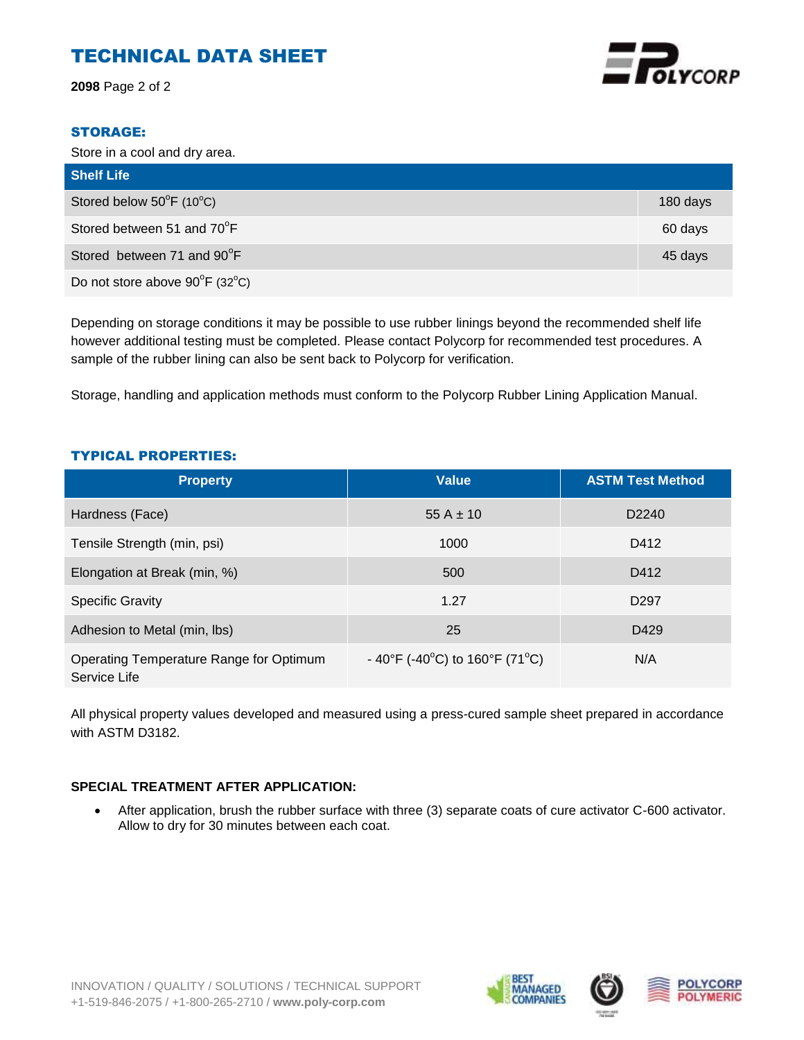## STORAGE:

Store in a cool and dry area.

| Shelf Life | |
|---|---|
| Stored below 50°F (10°C) | 180 days |
| Stored between 51 and 70°F | 60 days |
| Stored between 71 and 90°F | 45 days |
| Do not store above 90°F (32°C) | |

Depending on storage conditions it may be possible to use rubber linings beyond the recommended shelf life however additional testing must be completed. Please contact Polycorp for recommended test procedures. A sample of the rubber lining can also be sent back to Polycorp for verification.

Storage, handling and application methods must conform to the Polycorp Rubber Lining Application Manual.

## TYPICAL PROPERTIES:

| Property | Value | ASTM Test Method |
|---|---|---|
| Hardness (Face) | 55 A ± 10 | D2240 |
| Tensile Strength (min, psi) | 1000 | D412 |
| Elongation at Break (min, %) | 500 | D412 |
| Specific Gravity | 1.27 | D297 |
| Adhesion to Metal (min, lbs) | 25 | D429 |
| Operating Temperature Range for Optimum Service Life | - 40°F (-40°C) to 160°F (71°C) | N/A |

All physical property values developed and measured using a press-cured sample sheet prepared in accordance with ASTM D3182.

### SPECIAL TREATMENT AFTER APPLICATION:

- After application, brush the rubber surface with three (3) separate coats of cure activator C-600 activator. Allow to dry for 30 minutes between each coat.

INNOVATION / QUALITY / SOLUTIONS / TECHNICAL SUPPORT
+1-519-846-2075 / +1-800-265-2710 / **www.poly-corp.com**